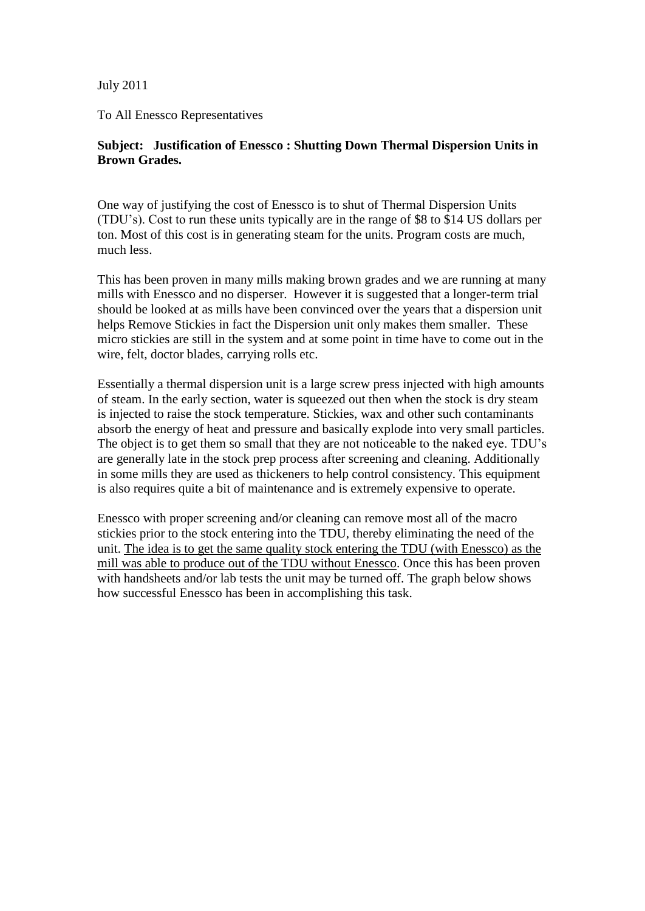July 2011

To All Enessco Representatives

**Subject: Justification of Enessco : Shutting Down Thermal Dispersion Units in Brown Grades.**

One way of justifying the cost of Enessco is to shut of Thermal Dispersion Units (TDU's). Cost to run these units typically are in the range of $8 to $14 US dollars per ton. Most of this cost is in generating steam for the units. Program costs are much, much less.

This has been proven in many mills making brown grades and we are running at many mills with Enessco and no disperser. However it is suggested that a longer-term trial should be looked at as mills have been convinced over the years that a dispersion unit helps Remove Stickies in fact the Dispersion unit only makes them smaller. These micro stickies are still in the system and at some point in time have to come out in the wire, felt, doctor blades, carrying rolls etc.

Essentially a thermal dispersion unit is a large screw press injected with high amounts of steam. In the early section, water is squeezed out then when the stock is dry steam is injected to raise the stock temperature. Stickies, wax and other such contaminants absorb the energy of heat and pressure and basically explode into very small particles. The object is to get them so small that they are not noticeable to the naked eye. TDU's are generally late in the stock prep process after screening and cleaning. Additionally in some mills they are used as thickeners to help control consistency. This equipment is also requires quite a bit of maintenance and is extremely expensive to operate.

Enessco with proper screening and/or cleaning can remove most all of the macro stickies prior to the stock entering into the TDU, thereby eliminating the need of the unit. <u>The idea is to get the same quality stock entering the TDU (with Enessco) as the mill was able to produce out of the TDU without Enessco</u>. Once this has been proven with handsheets and/or lab tests the unit may be turned off. The graph below shows how successful Enessco has been in accomplishing this task.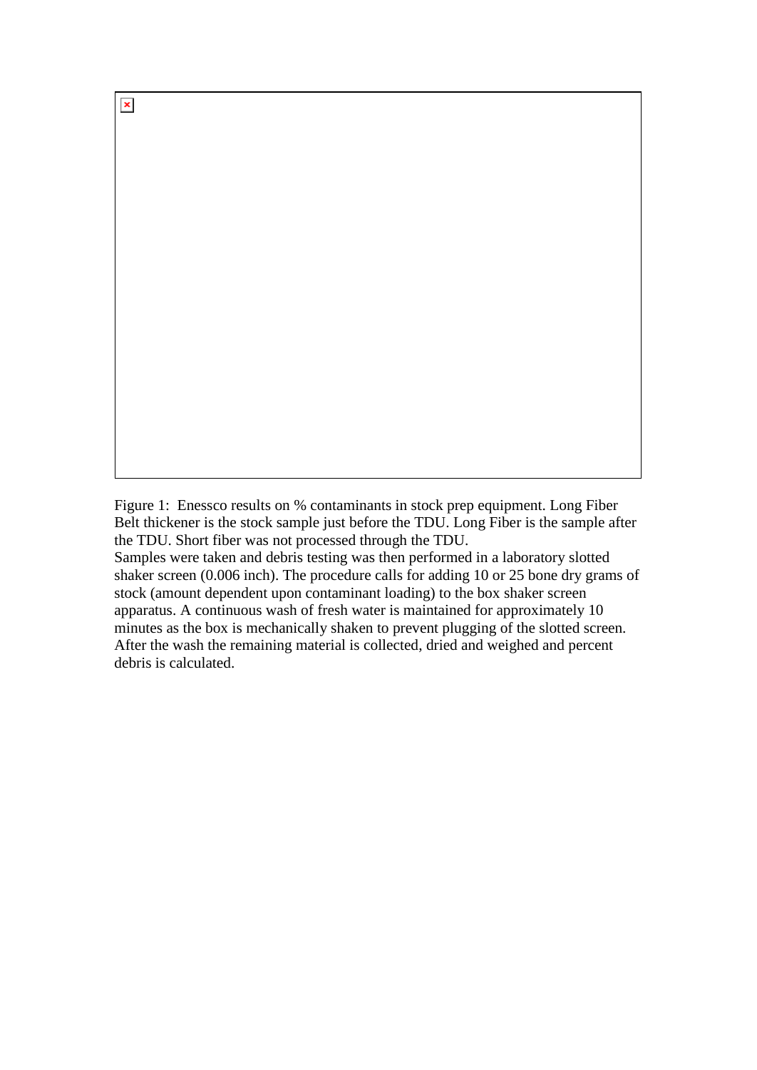Figure 1: Enessco results on % contaminants in stock prep equipment. Long Fiber Belt thickener is the stock sample just before the TDU. Long Fiber is the sample after the TDU. Short fiber was not processed through the TDU.

Samples were taken and debris testing was then performed in a laboratory slotted shaker screen (0.006 inch). The procedure calls for adding 10 or 25 bone dry grams of stock (amount dependent upon contaminant loading) to the box shaker screen apparatus. A continuous wash of fresh water is maintained for approximately 10 minutes as the box is mechanically shaken to prevent plugging of the slotted screen. After the wash the remaining material is collected, dried and weighed and percent debris is calculated.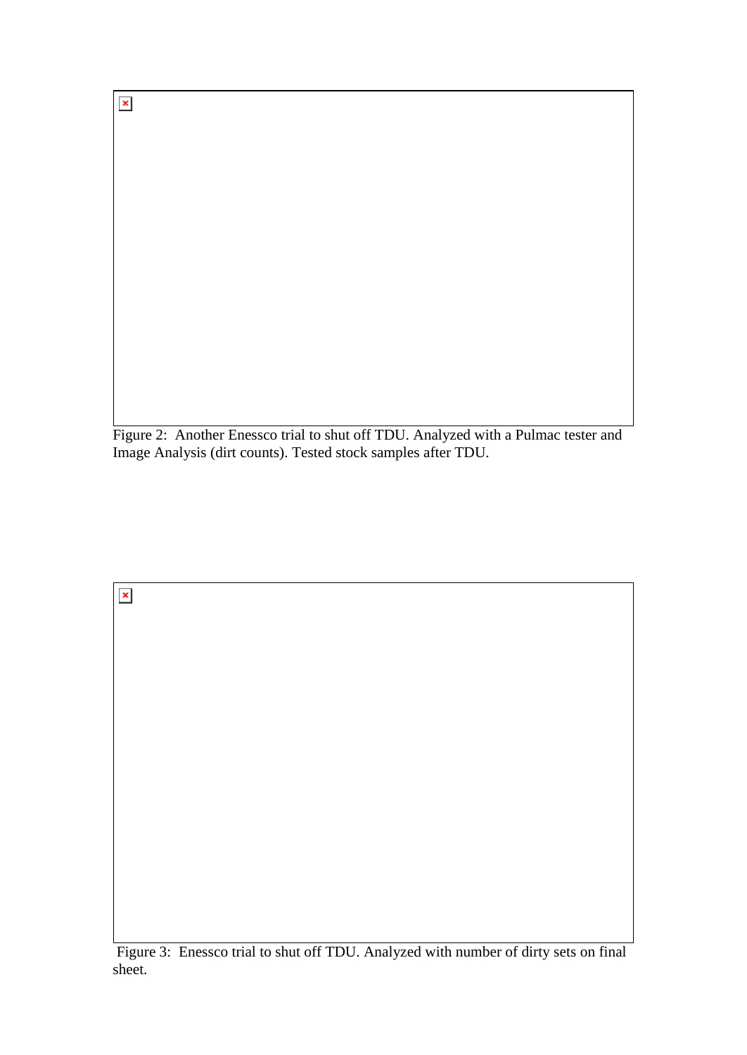Figure 2: Another Enessco trial to shut off TDU. Analyzed with a Pulmac tester and Image Analysis (dirt counts). Tested stock samples after TDU.

Figure 3: Enessco trial to shut off TDU. Analyzed with number of dirty sets on final sheet.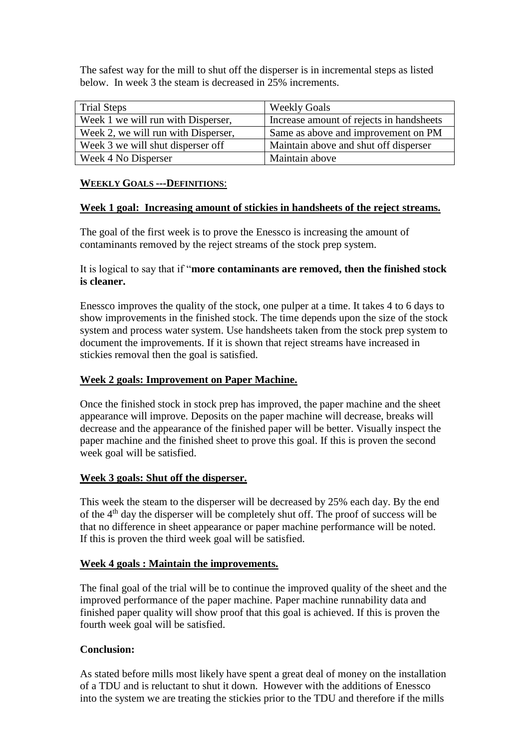The safest way for the mill to shut off the disperser is in incremental steps as listed below. In week 3 the steam is decreased in 25% increments.

| Trial Steps | Weekly Goals |
|---|---|
| Week 1 we will run with Disperser, | Increase amount of rejects in handsheets |
| Week 2, we will run with Disperser, | Same as above and improvement on PM |
| Week 3 we will shut disperser off | Maintain above and shut off disperser |
| Week 4 No Disperser | Maintain above |

**WEEKLY GOALS ---DEFINITIONS**:

**Week 1 goal: Increasing amount of stickies in handsheets of the reject streams.**

The goal of the first week is to prove the Enessco is increasing the amount of contaminants removed by the reject streams of the stock prep system.

It is logical to say that if "**more contaminants are removed, then the finished stock is cleaner.**

Enessco improves the quality of the stock, one pulper at a time. It takes 4 to 6 days to show improvements in the finished stock. The time depends upon the size of the stock system and process water system. Use handsheets taken from the stock prep system to document the improvements. If it is shown that reject streams have increased in stickies removal then the goal is satisfied.

**Week 2 goals: Improvement on Paper Machine.**

Once the finished stock in stock prep has improved, the paper machine and the sheet appearance will improve. Deposits on the paper machine will decrease, breaks will decrease and the appearance of the finished paper will be better. Visually inspect the paper machine and the finished sheet to prove this goal. If this is proven the second week goal will be satisfied.

**Week 3 goals: Shut off the disperser.**

This week the steam to the disperser will be decreased by 25% each day. By the end of the 4th day the disperser will be completely shut off. The proof of success will be that no difference in sheet appearance or paper machine performance will be noted. If this is proven the third week goal will be satisfied.

**Week 4 goals : Maintain the improvements.**

The final goal of the trial will be to continue the improved quality of the sheet and the improved performance of the paper machine. Paper machine runnability data and finished paper quality will show proof that this goal is achieved. If this is proven the fourth week goal will be satisfied.

**Conclusion:**

As stated before mills most likely have spent a great deal of money on the installation of a TDU and is reluctant to shut it down. However with the additions of Enessco into the system we are treating the stickies prior to the TDU and therefore if the mills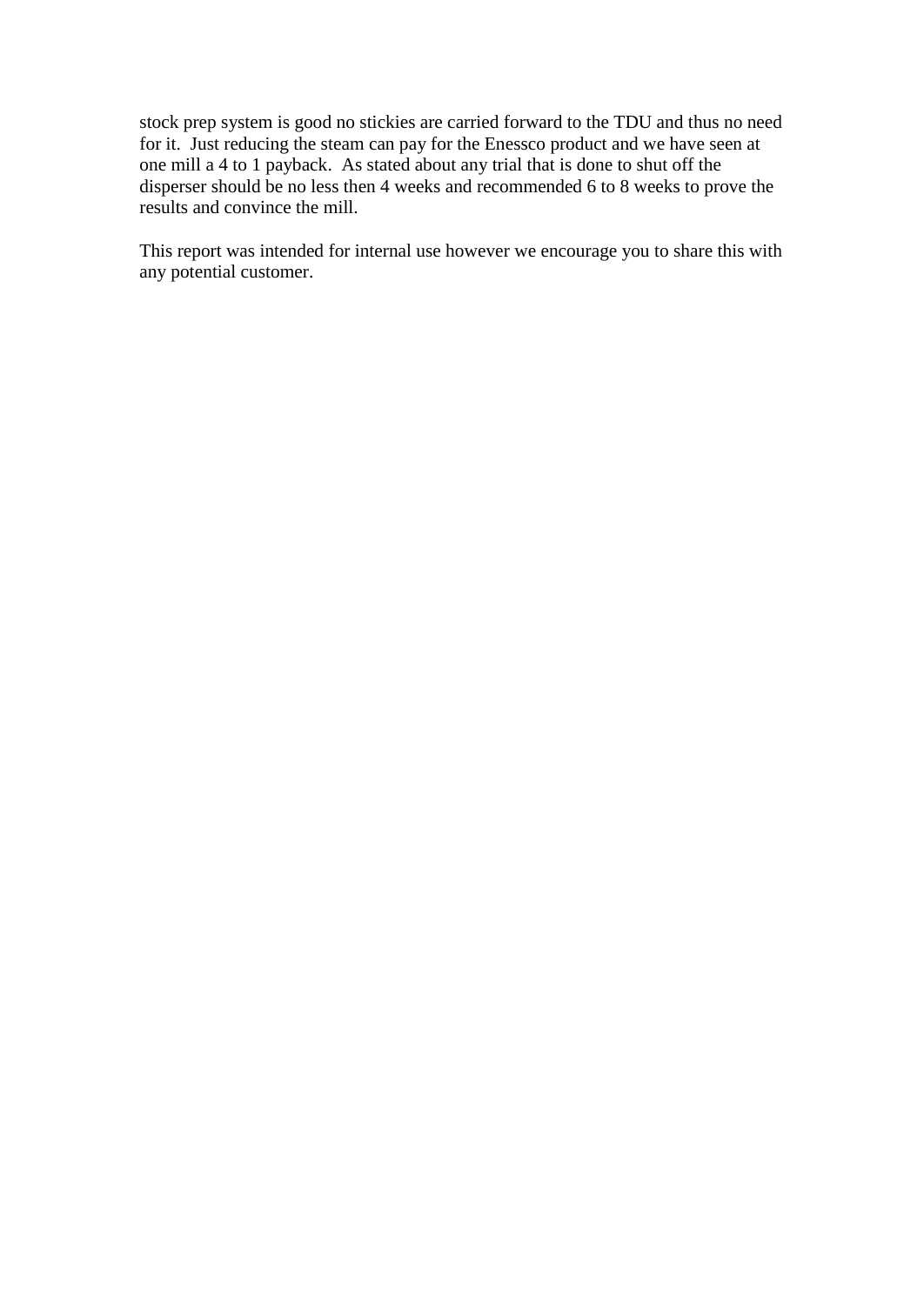stock prep system is good no stickies are carried forward to the TDU and thus no need for it. Just reducing the steam can pay for the Enessco product and we have seen at one mill a 4 to 1 payback. As stated about any trial that is done to shut off the disperser should be no less then 4 weeks and recommended 6 to 8 weeks to prove the results and convince the mill.

This report was intended for internal use however we encourage you to share this with any potential customer.